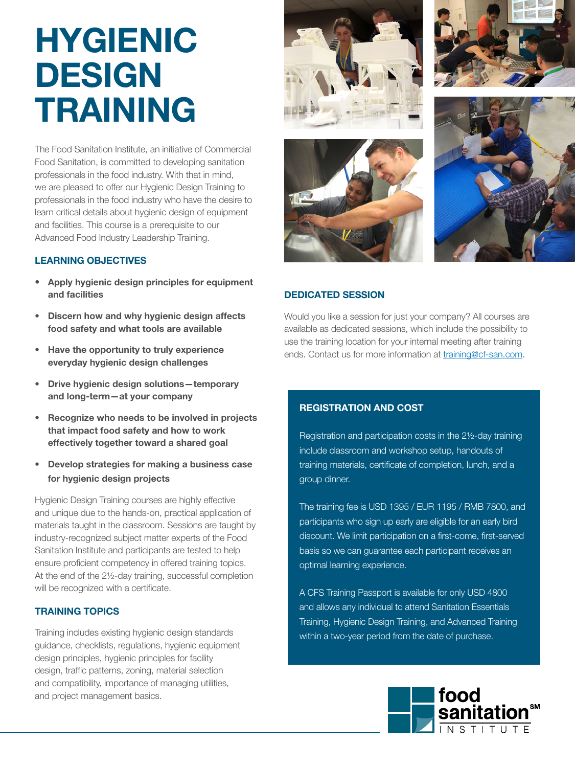# HYGIENIC DESIGN TRAINING

The Food Sanitation Institute, an initiative of Commercial Food Sanitation, is committed to developing sanitation professionals in the food industry. With that in mind, we are pleased to offer our Hygienic Design Training to professionals in the food industry who have the desire to learn critical details about hygienic design of equipment and facilities. This course is a prerequisite to our Advanced Food Industry Leadership Training.

## LEARNING OBJECTIVES

- **Apply hygienic design principles for equipment and facilities**
- **Discern how and why hygienic design affects food safety and what tools are available**
- **Have the opportunity to truly experience everyday hygienic design challenges**
- **Drive hygienic design solutions—temporary and long-term—at your company**
- **Recognize who needs to be involved in projects that impact food safety and how to work effectively together toward a shared goal**
- **Develop strategies for making a business case for hygienic design projects**

Hygienic Design Training courses are highly effective and unique due to the hands-on, practical application of materials taught in the classroom. Sessions are taught by industry-recognized subject matter experts of the Food Sanitation Institute and participants are tested to help ensure proficient competency in offered training topics. At the end of the 2½-day training, successful completion will be recognized with a certificate.

## TRAINING TOPICS

Training includes existing hygienic design standards guidance, checklists, regulations, hygienic equipment design principles, hygienic principles for facility design, traffic patterns, zoning, material selection and compatibility, importance of managing utilities, and project management basics.

## DEDICATED SESSION

Would you like a session for just your company? All courses are available as dedicated sessions, which include the possibility to use the training location for your internal meeting after training ends. Contact us for more information at training@cf-san.com.

## REGISTRATION AND COST

Registration and participation costs in the 2½-day training include classroom and workshop setup, handouts of training materials, certificate of completion, lunch, and a group dinner.

The training fee is USD 1395 / EUR 1195 / RMB 7800, and participants who sign up early are eligible for an early bird discount. We limit participation on a first-come, first-served basis so we can guarantee each participant receives an optimal learning experience.

A CFS Training Passport is available for only USD 4800 and allows any individual to attend Sanitation Essentials Training, Hygienic Design Training, and Advanced Training within a two-year period from the date of purchase.

food sanitation℠ INSTITUTE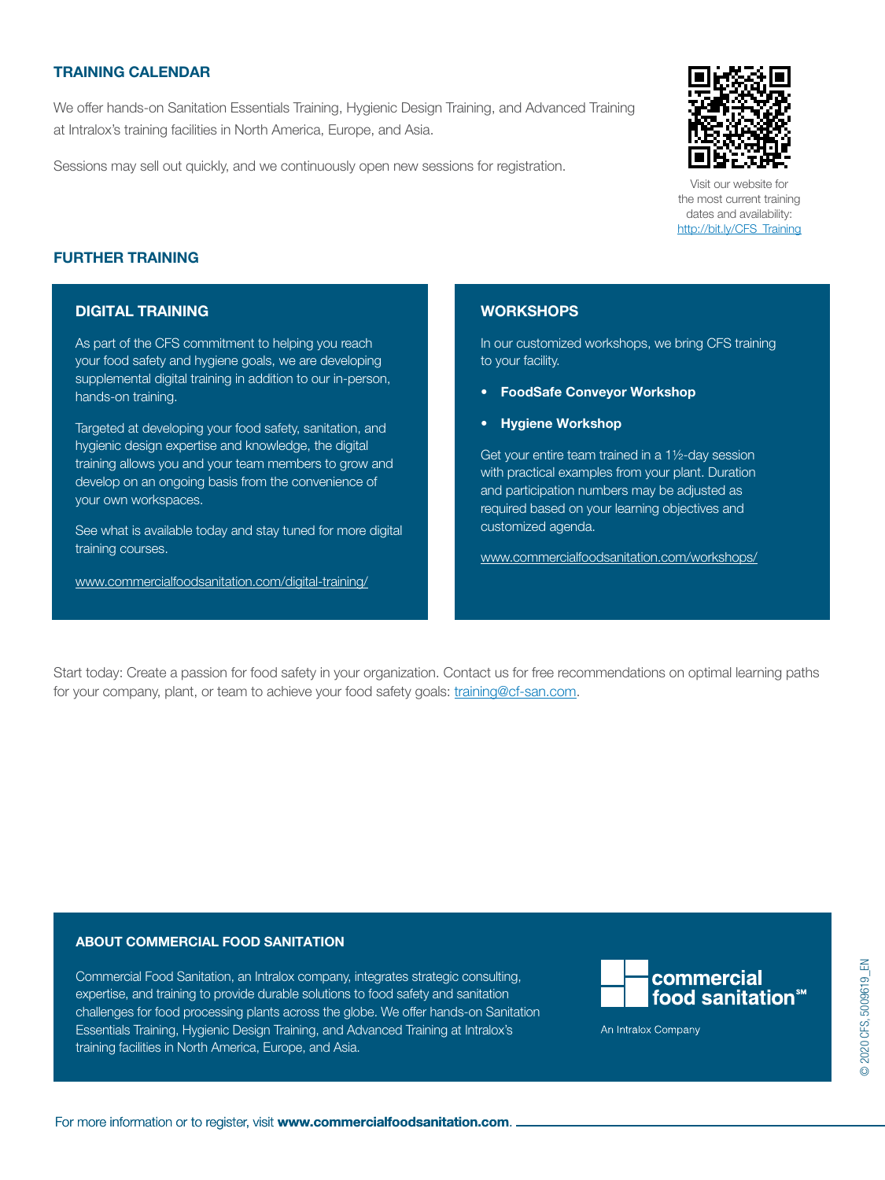## TRAINING CALENDAR

We offer hands-on Sanitation Essentials Training, Hygienic Design Training, and Advanced Training at Intralox's training facilities in North America, Europe, and Asia.

Sessions may sell out quickly, and we continuously open new sessions for registration.

Visit our website for the most current training dates and availability: http://bit.ly/CFS_Training

## FURTHER TRAINING

### DIGITAL TRAINING

As part of the CFS commitment to helping you reach your food safety and hygiene goals, we are developing supplemental digital training in addition to our in-person, hands-on training.

Targeted at developing your food safety, sanitation, and hygienic design expertise and knowledge, the digital training allows you and your team members to grow and develop on an ongoing basis from the convenience of your own workspaces.

See what is available today and stay tuned for more digital training courses.

www.commercialfoodsanitation.com/digital-training/

### WORKSHOPS

In our customized workshops, we bring CFS training to your facility.

- **FoodSafe Conveyor Workshop**
- **Hygiene Workshop**

Get your entire team trained in a 1½-day session with practical examples from your plant. Duration and participation numbers may be adjusted as required based on your learning objectives and customized agenda.

www.commercialfoodsanitation.com/workshops/

Start today: Create a passion for food safety in your organization. Contact us for free recommendations on optimal learning paths for your company, plant, or team to achieve your food safety goals: training@cf-san.com.

### ABOUT COMMERCIAL FOOD SANITATION

Commercial Food Sanitation, an Intralox company, integrates strategic consulting, expertise, and training to provide durable solutions to food safety and sanitation challenges for food processing plants across the globe. We offer hands-on Sanitation Essentials Training, Hygienic Design Training, and Advanced Training at Intralox's training facilities in North America, Europe, and Asia.

commercial food sanitation℠

An Intralox Company

© 2020 CFS, 5009619_EN

For more information or to register, visit **www.commercialfoodsanitation.com**.